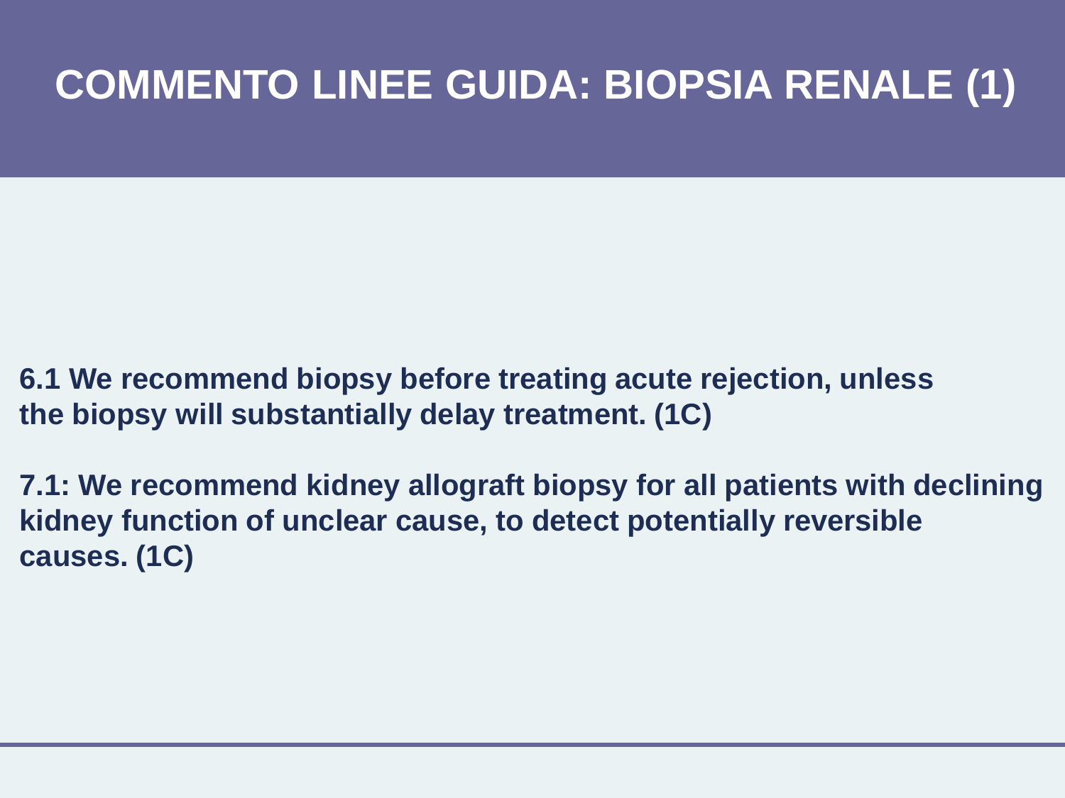# COMMENTO LINEE GUIDA: BIOPSIA RENALE (1)

**6.1 We recommend biopsy before treating acute rejection, unless the biopsy will substantially delay treatment. (1C)**

**7.1: We recommend kidney allograft biopsy for all patients with declining kidney function of unclear cause, to detect potentially reversible causes. (1C)**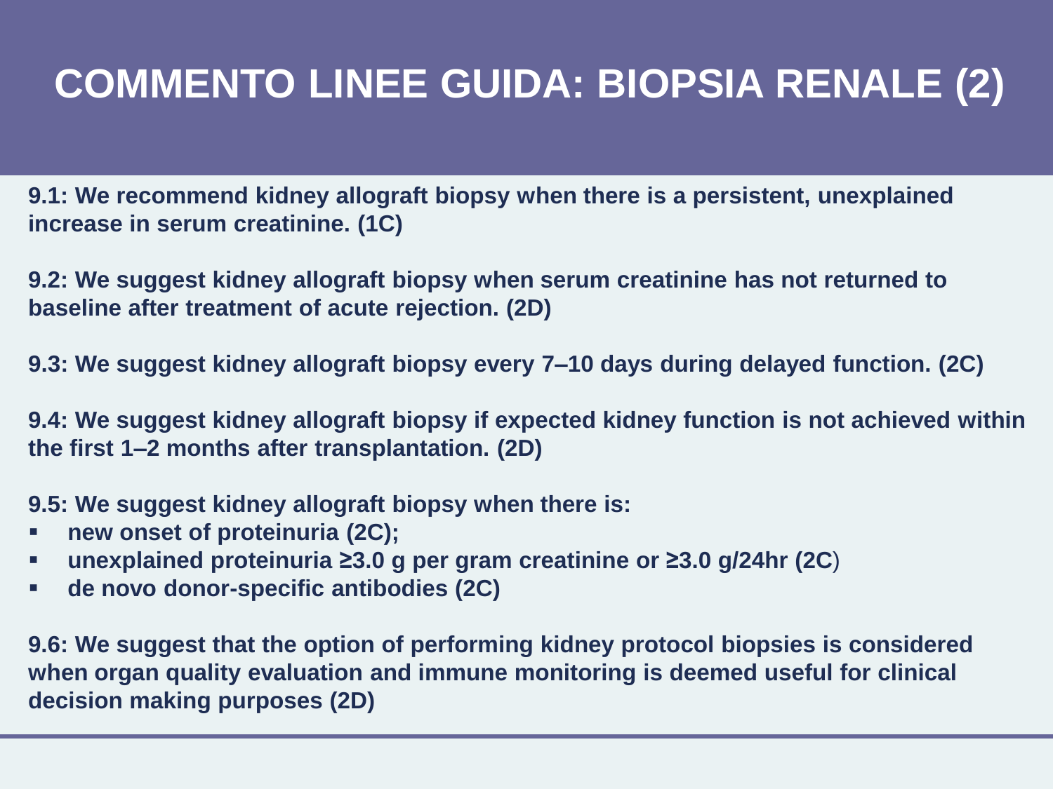# COMMENTO LINEE GUIDA: BIOPSIA RENALE (2)

**9.1: We recommend kidney allograft biopsy when there is a persistent, unexplained increase in serum creatinine. (1C)**

**9.2: We suggest kidney allograft biopsy when serum creatinine has not returned to baseline after treatment of acute rejection. (2D)**

**9.3: We suggest kidney allograft biopsy every 7–10 days during delayed function. (2C)**

**9.4: We suggest kidney allograft biopsy if expected kidney function is not achieved within the first 1–2 months after transplantation. (2D)**

**9.5: We suggest kidney allograft biopsy when there is:**

- **new onset of proteinuria (2C);**
- **unexplained proteinuria ≥3.0 g per gram creatinine or ≥3.0 g/24hr (2C)**
- **de novo donor-specific antibodies (2C)**

**9.6: We suggest that the option of performing kidney protocol biopsies is considered when organ quality evaluation and immune monitoring is deemed useful for clinical decision making purposes (2D)**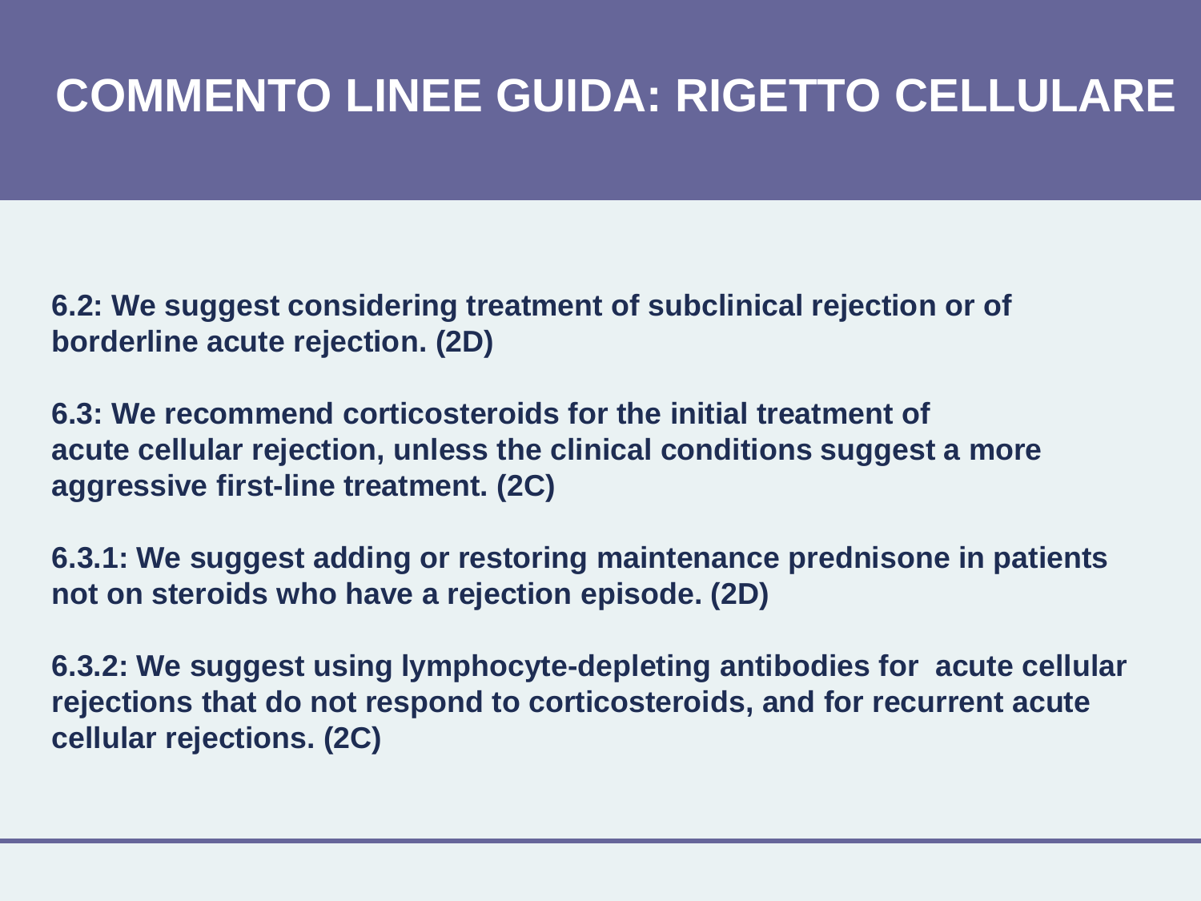# COMMENTO LINEE GUIDA: RIGETTO CELLULARE

**6.2: We suggest considering treatment of subclinical rejection or of borderline acute rejection. (2D)**

**6.3: We recommend corticosteroids for the initial treatment of acute cellular rejection, unless the clinical conditions suggest a more aggressive first-line treatment. (2C)**

**6.3.1: We suggest adding or restoring maintenance prednisone in patients not on steroids who have a rejection episode. (2D)**

**6.3.2: We suggest using lymphocyte-depleting antibodies for acute cellular rejections that do not respond to corticosteroids, and for recurrent acute cellular rejections. (2C)**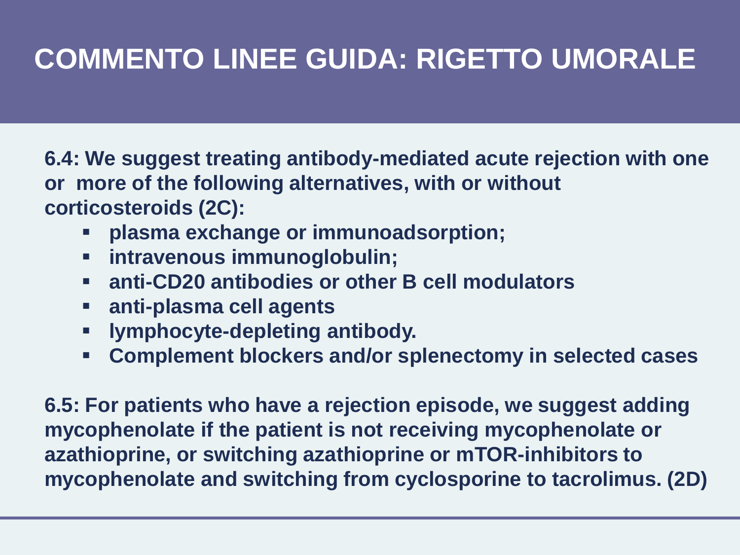# COMMENTO LINEE GUIDA: RIGETTO UMORALE

**6.4: We suggest treating antibody-mediated acute rejection with one or more of the following alternatives, with or without corticosteroids (2C):**

- **plasma exchange or immunoadsorption;**
- **intravenous immunoglobulin;**
- **anti-CD20 antibodies or other B cell modulators**
- **anti-plasma cell agents**
- **lymphocyte-depleting antibody.**
- **Complement blockers and/or splenectomy in selected cases**

**6.5: For patients who have a rejection episode, we suggest adding mycophenolate if the patient is not receiving mycophenolate or azathioprine, or switching azathioprine or mTOR-inhibitors to mycophenolate and switching from cyclosporine to tacrolimus. (2D)**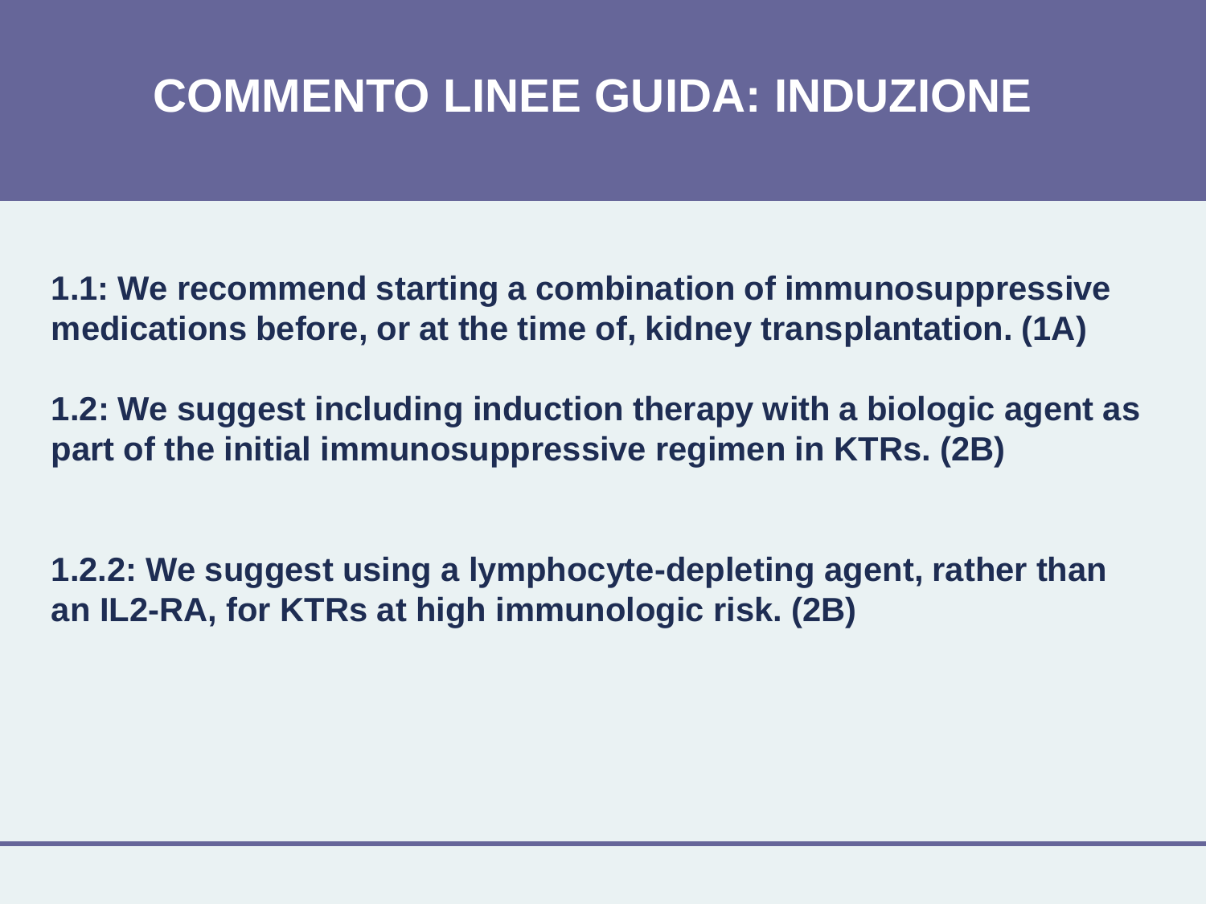# COMMENTO LINEE GUIDA: INDUZIONE

**1.1: We recommend starting a combination of immunosuppressive medications before, or at the time of, kidney transplantation. (1A)**

**1.2: We suggest including induction therapy with a biologic agent as part of the initial immunosuppressive regimen in KTRs. (2B)**

**1.2.2: We suggest using a lymphocyte-depleting agent, rather than an IL2-RA, for KTRs at high immunologic risk. (2B)**